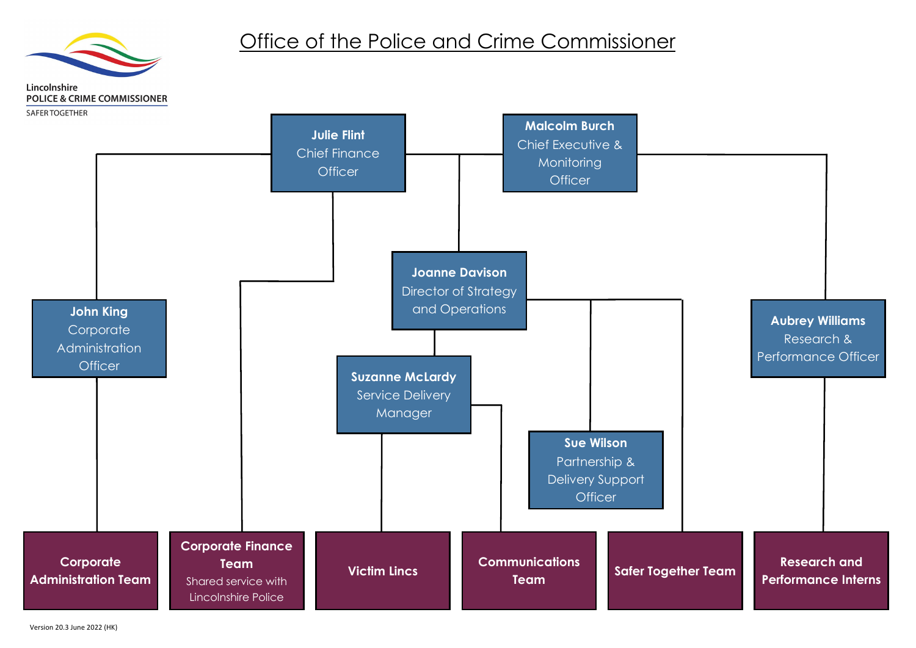Lincolnshire
POLICE & CRIME COMMISSIONER
SAFER TOGETHER

# Office of the Police and Crime Commissioner

**Julie Flint**
Chief Finance Officer

**Malcolm Burch**
Chief Executive & Monitoring Officer

**Joanne Davison**
Director of Strategy and Operations

**John King**
Corporate Administration Officer

**Aubrey Williams**
Research & Performance Officer

**Suzanne McLardy**
Service Delivery Manager

**Sue Wilson**
Partnership & Delivery Support Officer

**Corporate Administration Team**

**Corporate Finance Team**
Shared service with Lincolnshire Police

**Victim Lincs**

**Communications Team**

**Safer Together Team**

**Research and Performance Interns**

Version 20.3 June 2022 (HK)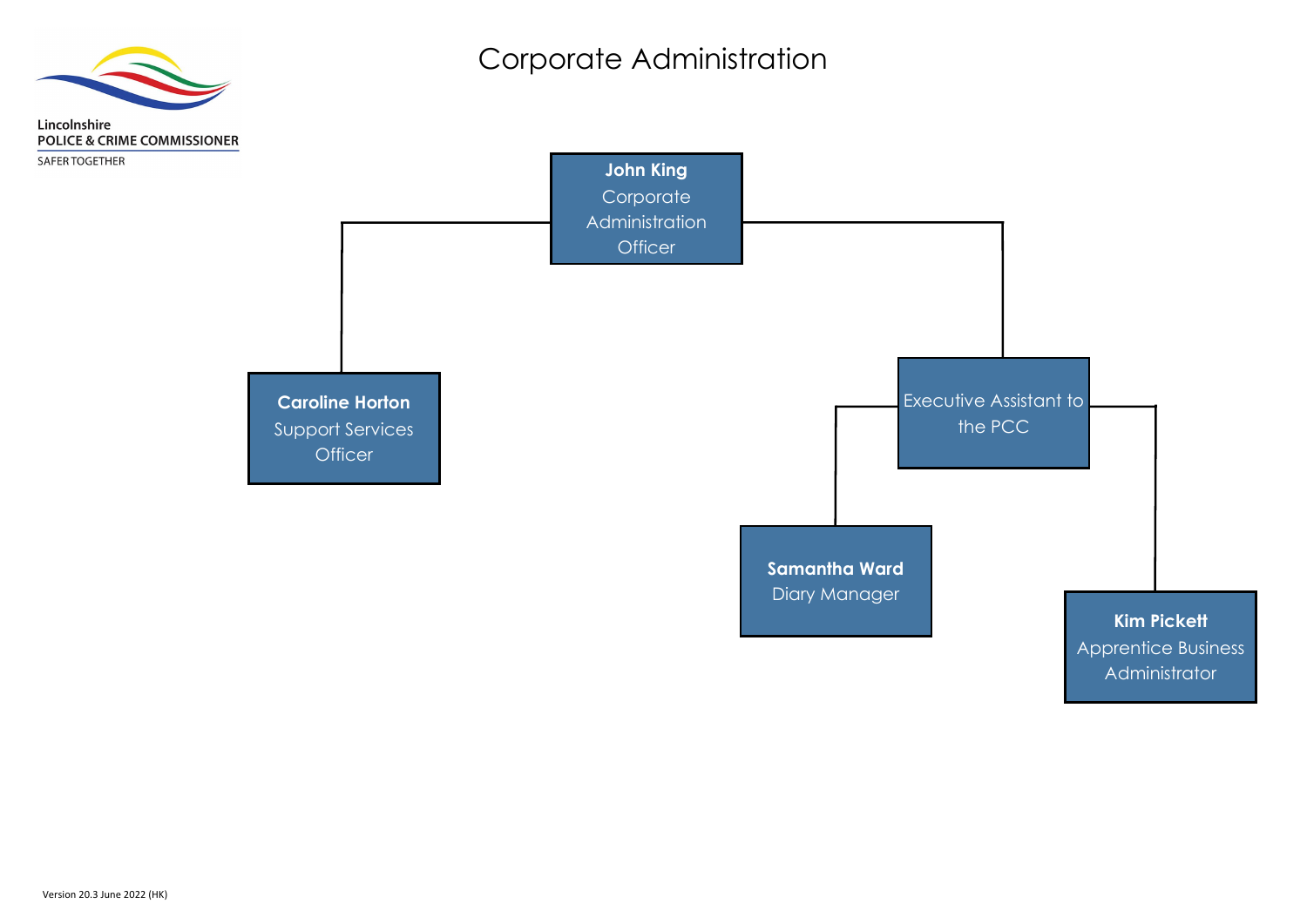# Corporate Administration

Lincolnshire
POLICE & CRIME COMMISSIONER
SAFER TOGETHER

- **John King**
  Corporate Administration Officer
  - **Caroline Horton**
    Support Services Officer
  - Executive Assistant to the PCC
    - **Samantha Ward**
      Diary Manager
    - **Kim Pickett**
      Apprentice Business Administrator

Version 20.3 June 2022 (HK)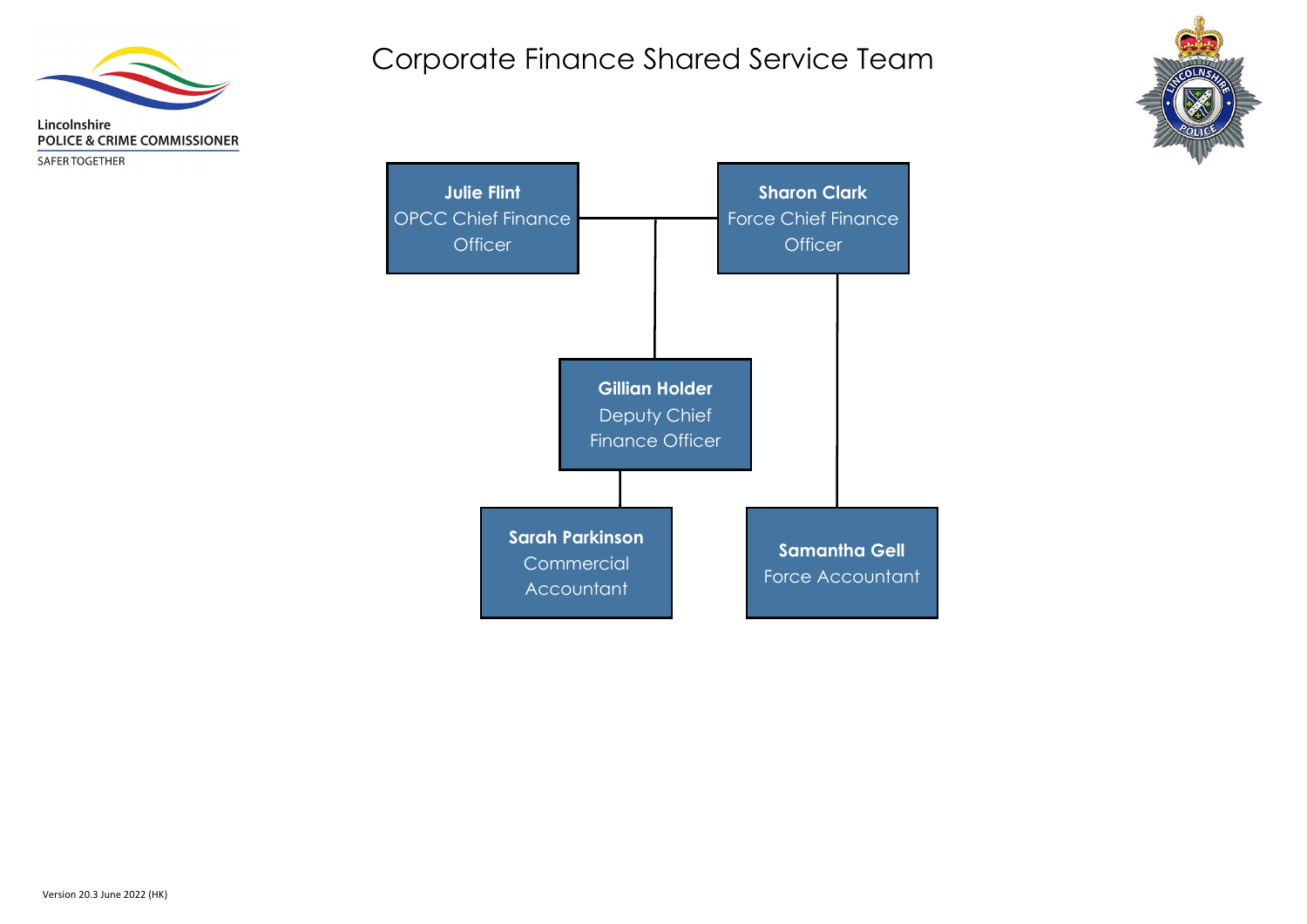Lincolnshire
POLICE & CRIME COMMISSIONER
SAFER TOGETHER

# Corporate Finance Shared Service Team

**Julie Flint**
OPCC Chief Finance Officer

**Sharon Clark**
Force Chief Finance Officer

**Gillian Holder**
Deputy Chief Finance Officer

**Sarah Parkinson**
Commercial Accountant

**Samantha Gell**
Force Accountant

Version 20.3 June 2022 (HK)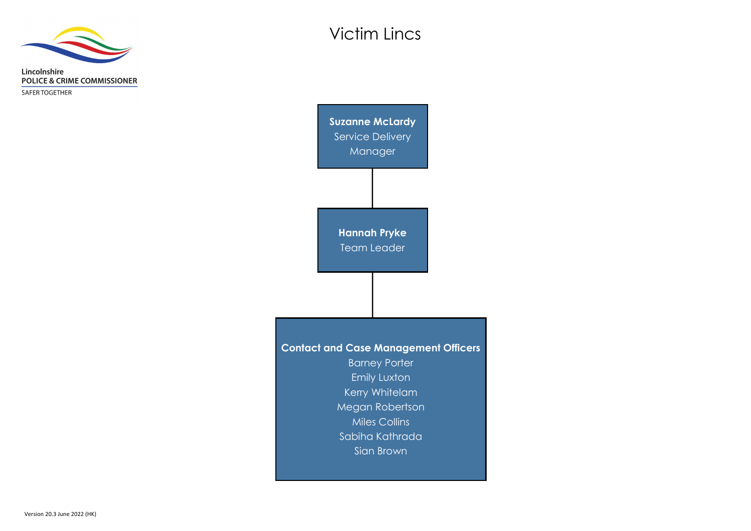Lincolnshire
POLICE & CRIME COMMISSIONER
SAFER TOGETHER

# Victim Lincs

**Suzanne McLardy**
Service Delivery Manager

**Hannah Pryke**
Team Leader

**Contact and Case Management Officers**

- Barney Porter
- Emily Luxton
- Kerry Whitelam
- Megan Robertson
- Miles Collins
- Sabiha Kathrada
- Sian Brown

Version 20.3 June 2022 (HK)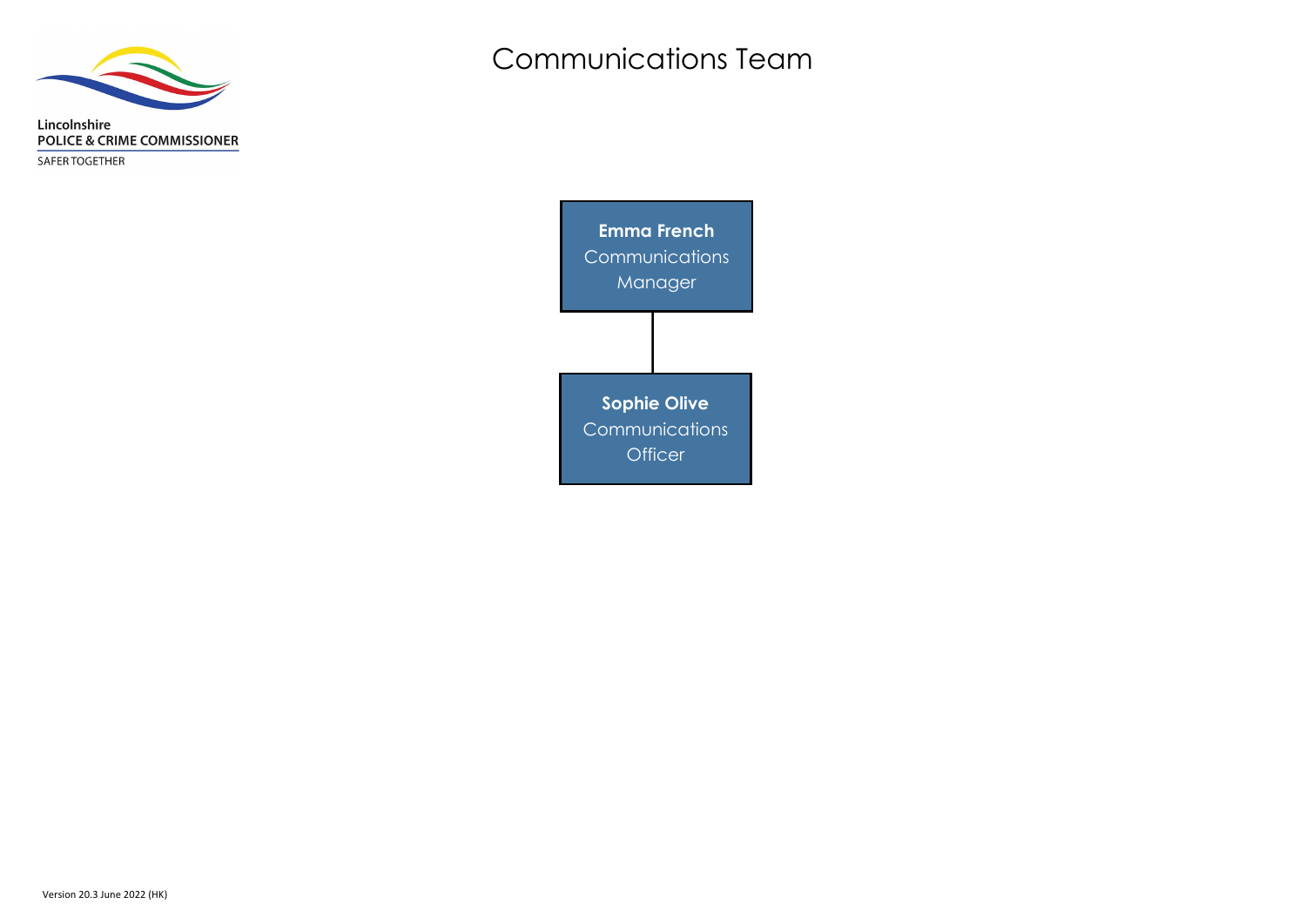Lincolnshire
POLICE & CRIME COMMISSIONER
SAFER TOGETHER

# Communications Team

**Emma French**
Communications Manager

**Sophie Olive**
Communications Officer

Version 20.3 June 2022 (HK)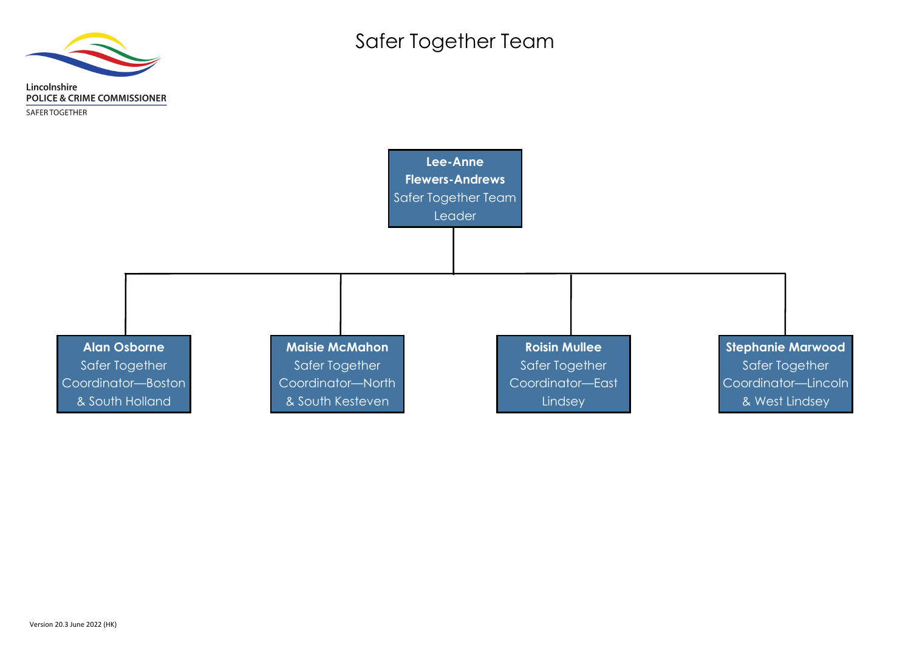Lincolnshire
POLICE & CRIME COMMISSIONER
SAFER TOGETHER

# Safer Together Team

**Lee-Anne Flewers-Andrews**
Safer Together Team Leader

- **Alan Osborne**
  Safer Together Coordinator—Boston & South Holland
- **Maisie McMahon**
  Safer Together Coordinator—North & South Kesteven
- **Roisin Mullee**
  Safer Together Coordinator—East Lindsey
- **Stephanie Marwood**
  Safer Together Coordinator—Lincoln & West Lindsey

Version 20.3 June 2022 (HK)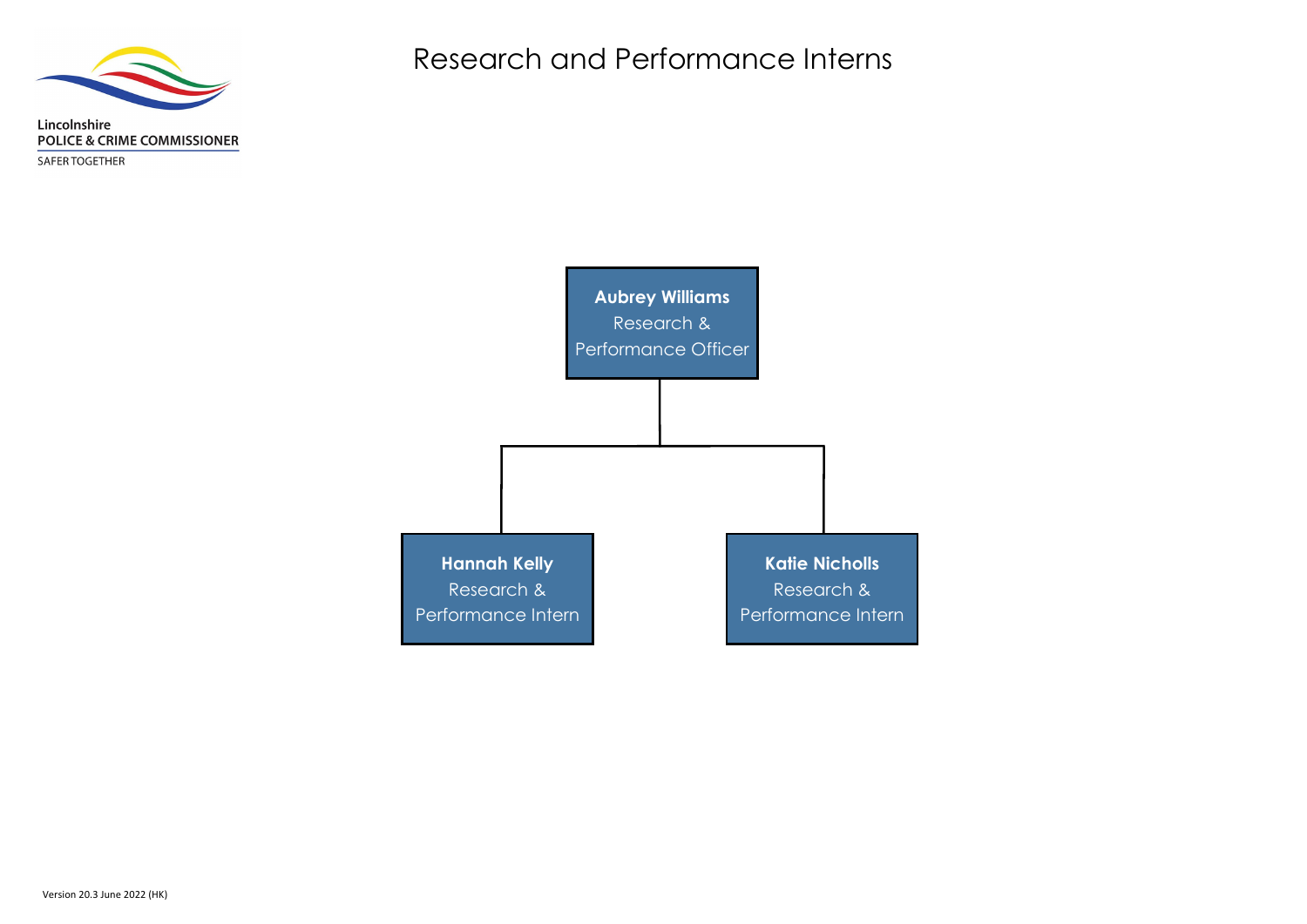Lincolnshire
POLICE & CRIME COMMISSIONER
SAFER TOGETHER

# Research and Performance Interns

**Aubrey Williams**
Research & Performance Officer

**Hannah Kelly**
Research & Performance Intern

**Katie Nicholls**
Research & Performance Intern

Version 20.3 June 2022 (HK)